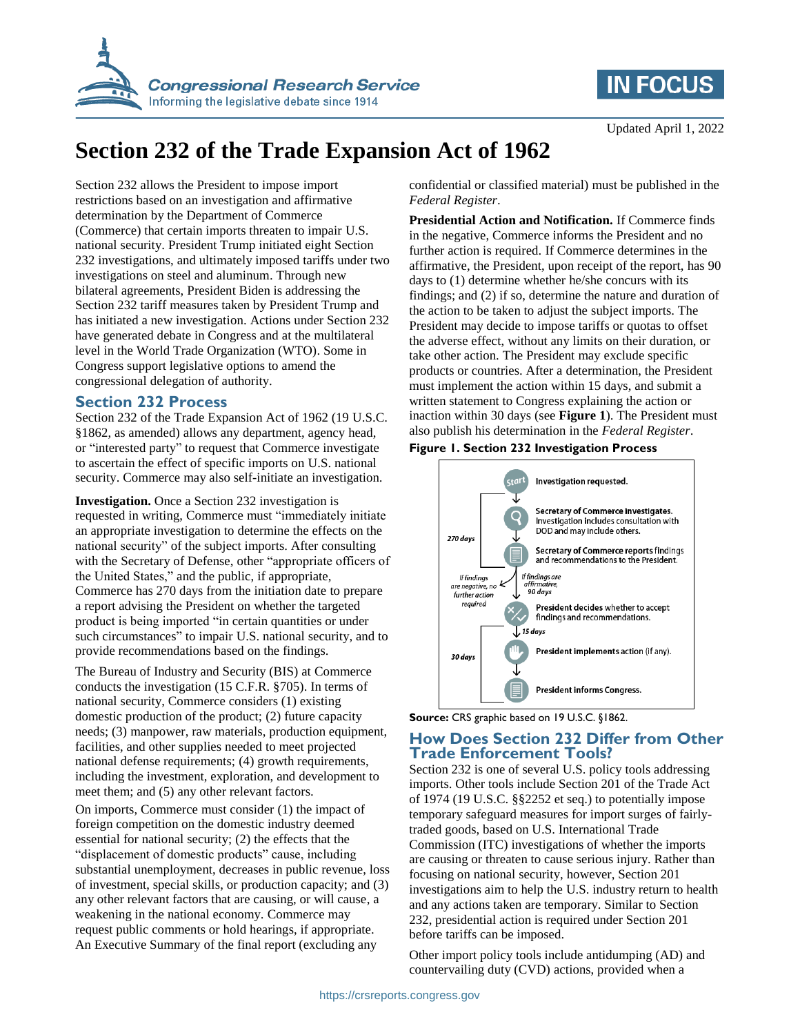Updated April 1, 2022

# Section 232 of the Trade Expansion Act of 1962

Section 232 allows the President to impose import restrictions based on an investigation and affirmative determination by the Department of Commerce (Commerce) that certain imports threaten to impair U.S. national security. President Trump initiated eight Section 232 investigations, and ultimately imposed tariffs under two investigations on steel and aluminum. Through new bilateral agreements, President Biden is addressing the Section 232 tariff measures taken by President Trump and has initiated a new investigation. Actions under Section 232 have generated debate in Congress and at the multilateral level in the World Trade Organization (WTO). Some in Congress support legislative options to amend the congressional delegation of authority.

## Section 232 Process

Section 232 of the Trade Expansion Act of 1962 (19 U.S.C. §1862, as amended) allows any department, agency head, or "interested party" to request that Commerce investigate to ascertain the effect of specific imports on U.S. national security. Commerce may also self-initiate an investigation.

**Investigation.** Once a Section 232 investigation is requested in writing, Commerce must "immediately initiate an appropriate investigation to determine the effects on the national security" of the subject imports. After consulting with the Secretary of Defense, other "appropriate officers of the United States," and the public, if appropriate, Commerce has 270 days from the initiation date to prepare a report advising the President on whether the targeted product is being imported "in certain quantities or under such circumstances" to impair U.S. national security, and to provide recommendations based on the findings.

The Bureau of Industry and Security (BIS) at Commerce conducts the investigation (15 C.F.R. §705). In terms of national security, Commerce considers (1) existing domestic production of the product; (2) future capacity needs; (3) manpower, raw materials, production equipment, facilities, and other supplies needed to meet projected national defense requirements; (4) growth requirements, including the investment, exploration, and development to meet them; and (5) any other relevant factors.

On imports, Commerce must consider (1) the impact of foreign competition on the domestic industry deemed essential for national security; (2) the effects that the "displacement of domestic products" cause, including substantial unemployment, decreases in public revenue, loss of investment, special skills, or production capacity; and (3) any other relevant factors that are causing, or will cause, a weakening in the national economy. Commerce may request public comments or hold hearings, if appropriate. An Executive Summary of the final report (excluding any confidential or classified material) must be published in the *Federal Register*.

**Presidential Action and Notification.** If Commerce finds in the negative, Commerce informs the President and no further action is required. If Commerce determines in the affirmative, the President, upon receipt of the report, has 90 days to (1) determine whether he/she concurs with its findings; and (2) if so, determine the nature and duration of the action to be taken to adjust the subject imports. The President may decide to impose tariffs or quotas to offset the adverse effect, without any limits on their duration, or take other action. The President may exclude specific products or countries. After a determination, the President must implement the action within 15 days, and submit a written statement to Congress explaining the action or inaction within 30 days (see **Figure 1**). The President must also publish his determination in the *Federal Register*.

**Figure 1. Section 232 Investigation Process**

- Start: Investigation requested.
- Secretary of Commerce investigates. Investigation includes consultation with DOD and may include others.
- Secretary of Commerce reports findings and recommendations to the President. (270 days)
- If findings are negative, no further action required. If findings are affirmative, 90 days:
- President decides whether to accept findings and recommendations.
- 15 days: President implements action (if any).
- President informs Congress. (30 days)

**Source:** CRS graphic based on 19 U.S.C. §1862.

## How Does Section 232 Differ from Other Trade Enforcement Tools?

Section 232 is one of several U.S. policy tools addressing imports. Other tools include Section 201 of the Trade Act of 1974 (19 U.S.C. §§2252 et seq.) to potentially impose temporary safeguard measures for import surges of fairly-traded goods, based on U.S. International Trade Commission (ITC) investigations of whether the imports are causing or threaten to cause serious injury. Rather than focusing on national security, however, Section 201 investigations aim to help the U.S. industry return to health and any actions taken are temporary. Similar to Section 232, presidential action is required under Section 201 before tariffs can be imposed.

Other import policy tools include antidumping (AD) and countervailing duty (CVD) actions, provided when a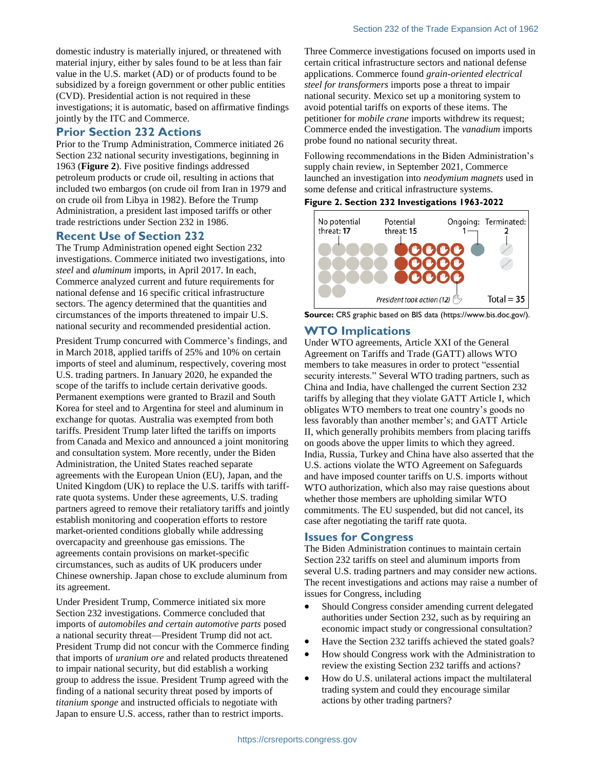domestic industry is materially injured, or threatened with material injury, either by sales found to be at less than fair value in the U.S. market (AD) or of products found to be subsidized by a foreign government or other public entities (CVD). Presidential action is not required in these investigations; it is automatic, based on affirmative findings jointly by the ITC and Commerce.

## Prior Section 232 Actions

Prior to the Trump Administration, Commerce initiated 26 Section 232 national security investigations, beginning in 1963 (**Figure 2**). Five positive findings addressed petroleum products or crude oil, resulting in actions that included two embargos (on crude oil from Iran in 1979 and on crude oil from Libya in 1982). Before the Trump Administration, a president last imposed tariffs or other trade restrictions under Section 232 in 1986.

## Recent Use of Section 232

The Trump Administration opened eight Section 232 investigations. Commerce initiated two investigations, into *steel* and *aluminum* imports, in April 2017. In each, Commerce analyzed current and future requirements for national defense and 16 specific critical infrastructure sectors. The agency determined that the quantities and circumstances of the imports threatened to impair U.S. national security and recommended presidential action.

President Trump concurred with Commerce's findings, and in March 2018, applied tariffs of 25% and 10% on certain imports of steel and aluminum, respectively, covering most U.S. trading partners. In January 2020, he expanded the scope of the tariffs to include certain derivative goods. Permanent exemptions were granted to Brazil and South Korea for steel and to Argentina for steel and aluminum in exchange for quotas. Australia was exempted from both tariffs. President Trump later lifted the tariffs on imports from Canada and Mexico and announced a joint monitoring and consultation system. More recently, under the Biden Administration, the United States reached separate agreements with the European Union (EU), Japan, and the United Kingdom (UK) to replace the U.S. tariffs with tariff-rate quota systems. Under these agreements, U.S. trading partners agreed to remove their retaliatory tariffs and jointly establish monitoring and cooperation efforts to restore market-oriented conditions globally while addressing overcapacity and greenhouse gas emissions. The agreements contain provisions on market-specific circumstances, such as audits of UK producers under Chinese ownership. Japan chose to exclude aluminum from its agreement.

Under President Trump, Commerce initiated six more Section 232 investigations. Commerce concluded that imports of *automobiles and certain automotive parts* posed a national security threat—President Trump did not act. President Trump did not concur with the Commerce finding that imports of *uranium ore* and related products threatened to impair national security, but did establish a working group to address the issue. President Trump agreed with the finding of a national security threat posed by imports of *titanium sponge* and instructed officials to negotiate with Japan to ensure U.S. access, rather than to restrict imports.

Three Commerce investigations focused on imports used in certain critical infrastructure sectors and national defense applications. Commerce found *grain-oriented electrical steel for transformers* imports pose a threat to impair national security. Mexico set up a monitoring system to avoid potential tariffs on exports of these items. The petitioner for *mobile crane* imports withdrew its request; Commerce ended the investigation. The *vanadium* imports probe found no national security threat.

Following recommendations in the Biden Administration's supply chain review, in September 2021, Commerce launched an investigation into *neodymium magnets* used in some defense and critical infrastructure systems.

**Figure 2. Section 232 Investigations 1963-2022**

No potential threat: 17 | Potential threat: 15 | Ongoing: 1 | Terminated: 2

President took action (12)

Total = 35

**Source:** CRS graphic based on BIS data (https://www.bis.doc.gov/).

## WTO Implications

Under WTO agreements, Article XXI of the General Agreement on Tariffs and Trade (GATT) allows WTO members to take measures in order to protect "essential security interests." Several WTO trading partners, such as China and India, have challenged the current Section 232 tariffs by alleging that they violate GATT Article I, which obligates WTO members to treat one country's goods no less favorably than another member's; and GATT Article II, which generally prohibits members from placing tariffs on goods above the upper limits to which they agreed. India, Russia, Turkey and China have also asserted that the U.S. actions violate the WTO Agreement on Safeguards and have imposed counter tariffs on U.S. imports without WTO authorization, which also may raise questions about whether those members are upholding similar WTO commitments. The EU suspended, but did not cancel, its case after setting the tariff rate quota.

## Issues for Congress

The Biden Administration continues to maintain certain Section 232 tariffs on steel and aluminum imports from several U.S. trading partners and may consider new actions. The recent investigations and actions may raise a number of issues for Congress, including

- Should Congress consider amending current delegated authorities under Section 232, such as by requiring an economic impact study or congressional consultation?
- Have the Section 232 tariffs achieved the stated goals?
- How should Congress work with the Administration to review the existing Section 232 tariffs and actions?
- How do U.S. unilateral actions impact the multilateral trading system and could they encourage similar actions by other trading partners?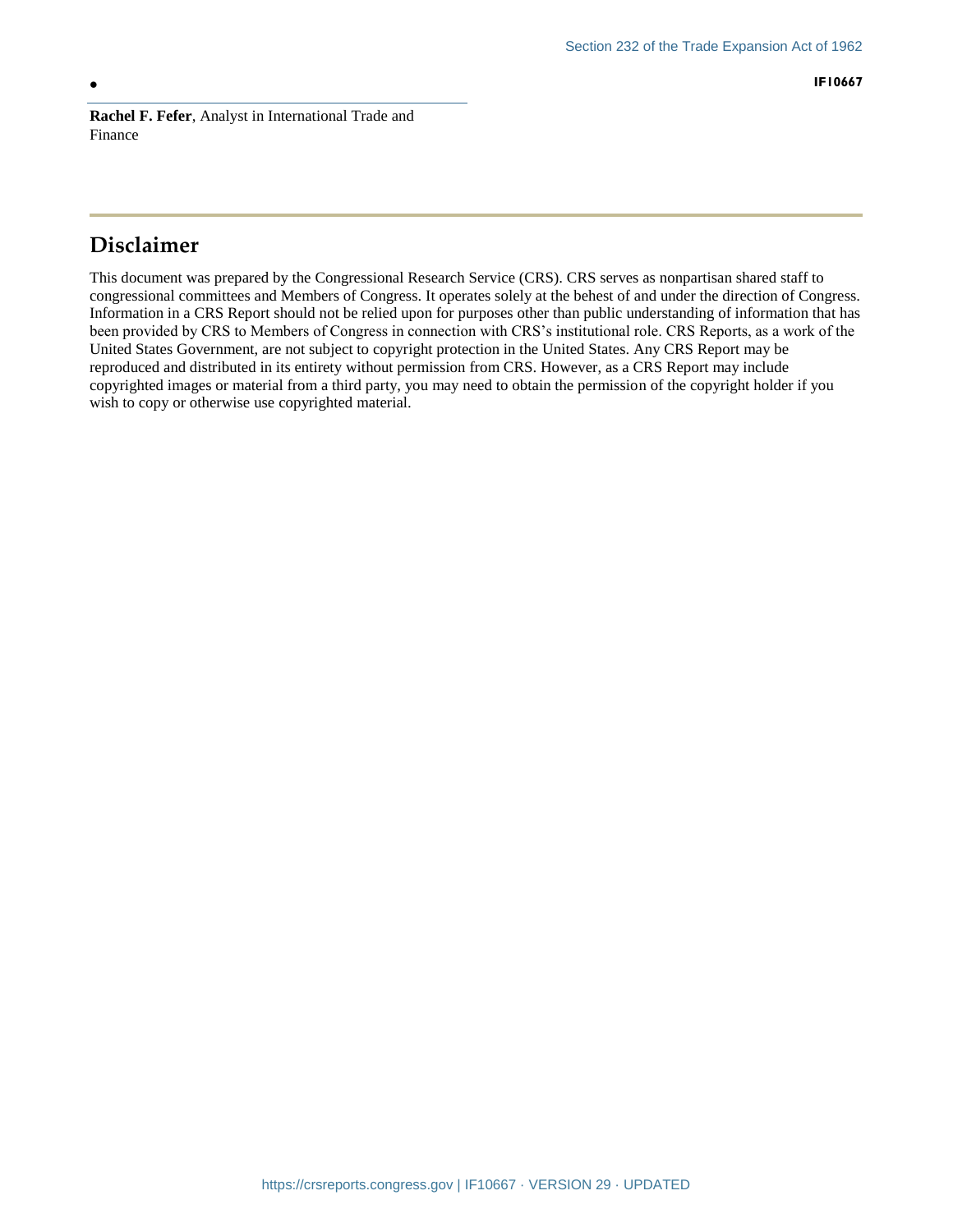**Rachel F. Fefer**, Analyst in International Trade and Finance

## Disclaimer

This document was prepared by the Congressional Research Service (CRS). CRS serves as nonpartisan shared staff to congressional committees and Members of Congress. It operates solely at the behest of and under the direction of Congress. Information in a CRS Report should not be relied upon for purposes other than public understanding of information that has been provided by CRS to Members of Congress in connection with CRS's institutional role. CRS Reports, as a work of the United States Government, are not subject to copyright protection in the United States. Any CRS Report may be reproduced and distributed in its entirety without permission from CRS. However, as a CRS Report may include copyrighted images or material from a third party, you may need to obtain the permission of the copyright holder if you wish to copy or otherwise use copyrighted material.